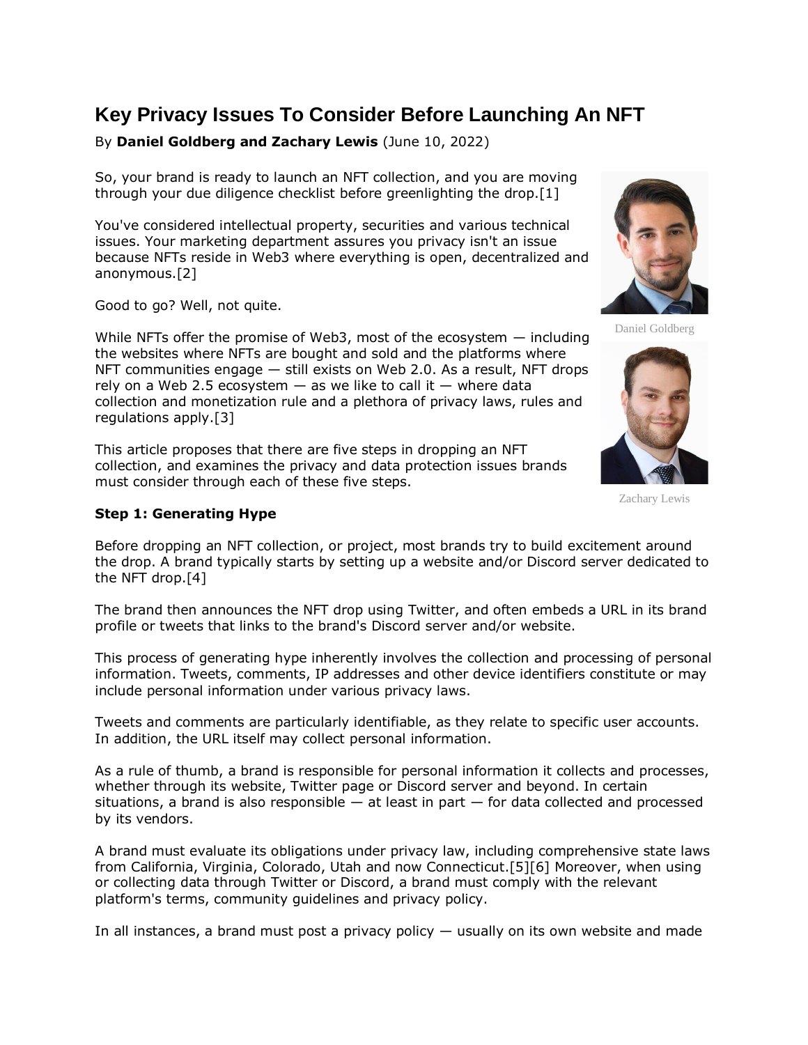# Key Privacy Issues To Consider Before Launching An NFT

By **Daniel Goldberg and Zachary Lewis** (June 10, 2022)

So, your brand is ready to launch an NFT collection, and you are moving through your due diligence checklist before greenlighting the drop.[1]

You've considered intellectual property, securities and various technical issues. Your marketing department assures you privacy isn't an issue because NFTs reside in Web3 where everything is open, decentralized and anonymous.[2]

Good to go? Well, not quite.

While NFTs offer the promise of Web3, most of the ecosystem — including the websites where NFTs are bought and sold and the platforms where NFT communities engage — still exists on Web 2.0. As a result, NFT drops rely on a Web 2.5 ecosystem — as we like to call it — where data collection and monetization rule and a plethora of privacy laws, rules and regulations apply.[3]

This article proposes that there are five steps in dropping an NFT collection, and examines the privacy and data protection issues brands must consider through each of these five steps.

Daniel Goldberg

Zachary Lewis

**Step 1: Generating Hype**

Before dropping an NFT collection, or project, most brands try to build excitement around the drop. A brand typically starts by setting up a website and/or Discord server dedicated to the NFT drop.[4]

The brand then announces the NFT drop using Twitter, and often embeds a URL in its brand profile or tweets that links to the brand's Discord server and/or website.

This process of generating hype inherently involves the collection and processing of personal information. Tweets, comments, IP addresses and other device identifiers constitute or may include personal information under various privacy laws.

Tweets and comments are particularly identifiable, as they relate to specific user accounts. In addition, the URL itself may collect personal information.

As a rule of thumb, a brand is responsible for personal information it collects and processes, whether through its website, Twitter page or Discord server and beyond. In certain situations, a brand is also responsible — at least in part — for data collected and processed by its vendors.

A brand must evaluate its obligations under privacy law, including comprehensive state laws from California, Virginia, Colorado, Utah and now Connecticut.[5][6] Moreover, when using or collecting data through Twitter or Discord, a brand must comply with the relevant platform's terms, community guidelines and privacy policy.

In all instances, a brand must post a privacy policy — usually on its own website and made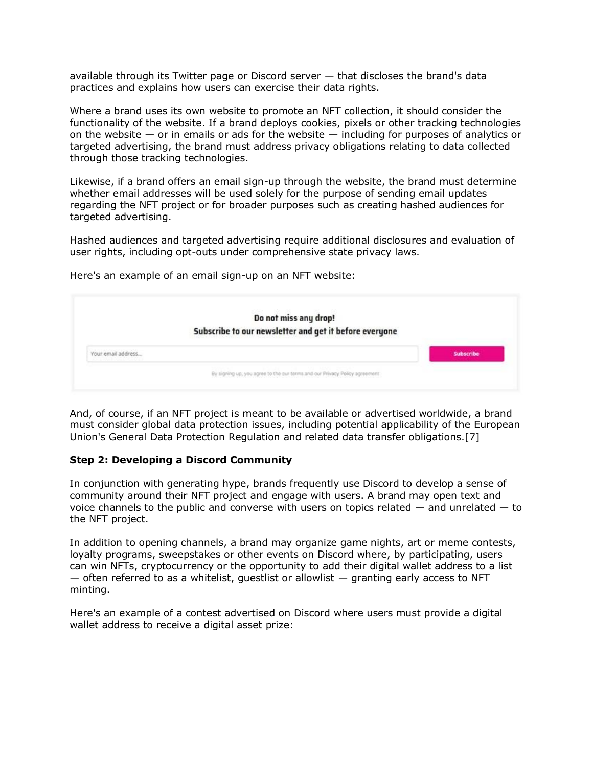available through its Twitter page or Discord server — that discloses the brand's data practices and explains how users can exercise their data rights.

Where a brand uses its own website to promote an NFT collection, it should consider the functionality of the website. If a brand deploys cookies, pixels or other tracking technologies on the website — or in emails or ads for the website — including for purposes of analytics or targeted advertising, the brand must address privacy obligations relating to data collected through those tracking technologies.

Likewise, if a brand offers an email sign-up through the website, the brand must determine whether email addresses will be used solely for the purpose of sending email updates regarding the NFT project or for broader purposes such as creating hashed audiences for targeted advertising.

Hashed audiences and targeted advertising require additional disclosures and evaluation of user rights, including opt-outs under comprehensive state privacy laws.

Here's an example of an email sign-up on an NFT website:

Do not miss any drop!
Subscribe to our newsletter and get it before everyone

Your email address... | Subscribe

By signing up, you agree to the our terms and our Privacy Policy agreement

And, of course, if an NFT project is meant to be available or advertised worldwide, a brand must consider global data protection issues, including potential applicability of the European Union's General Data Protection Regulation and related data transfer obligations.[7]

**Step 2: Developing a Discord Community**

In conjunction with generating hype, brands frequently use Discord to develop a sense of community around their NFT project and engage with users. A brand may open text and voice channels to the public and converse with users on topics related — and unrelated — to the NFT project.

In addition to opening channels, a brand may organize game nights, art or meme contests, loyalty programs, sweepstakes or other events on Discord where, by participating, users can win NFTs, cryptocurrency or the opportunity to add their digital wallet address to a list — often referred to as a whitelist, guestlist or allowlist — granting early access to NFT minting.

Here's an example of a contest advertised on Discord where users must provide a digital wallet address to receive a digital asset prize: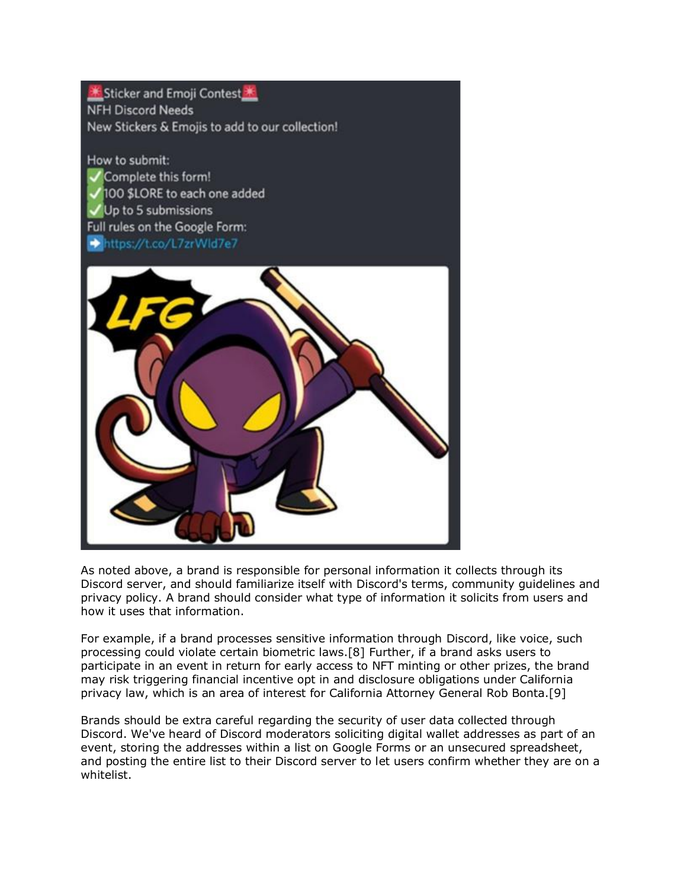As noted above, a brand is responsible for personal information it collects through its Discord server, and should familiarize itself with Discord's terms, community guidelines and privacy policy. A brand should consider what type of information it solicits from users and how it uses that information.

For example, if a brand processes sensitive information through Discord, like voice, such processing could violate certain biometric laws.[8] Further, if a brand asks users to participate in an event in return for early access to NFT minting or other prizes, the brand may risk triggering financial incentive opt in and disclosure obligations under California privacy law, which is an area of interest for California Attorney General Rob Bonta.[9]

Brands should be extra careful regarding the security of user data collected through Discord. We've heard of Discord moderators soliciting digital wallet addresses as part of an event, storing the addresses within a list on Google Forms or an unsecured spreadsheet, and posting the entire list to their Discord server to let users confirm whether they are on a whitelist.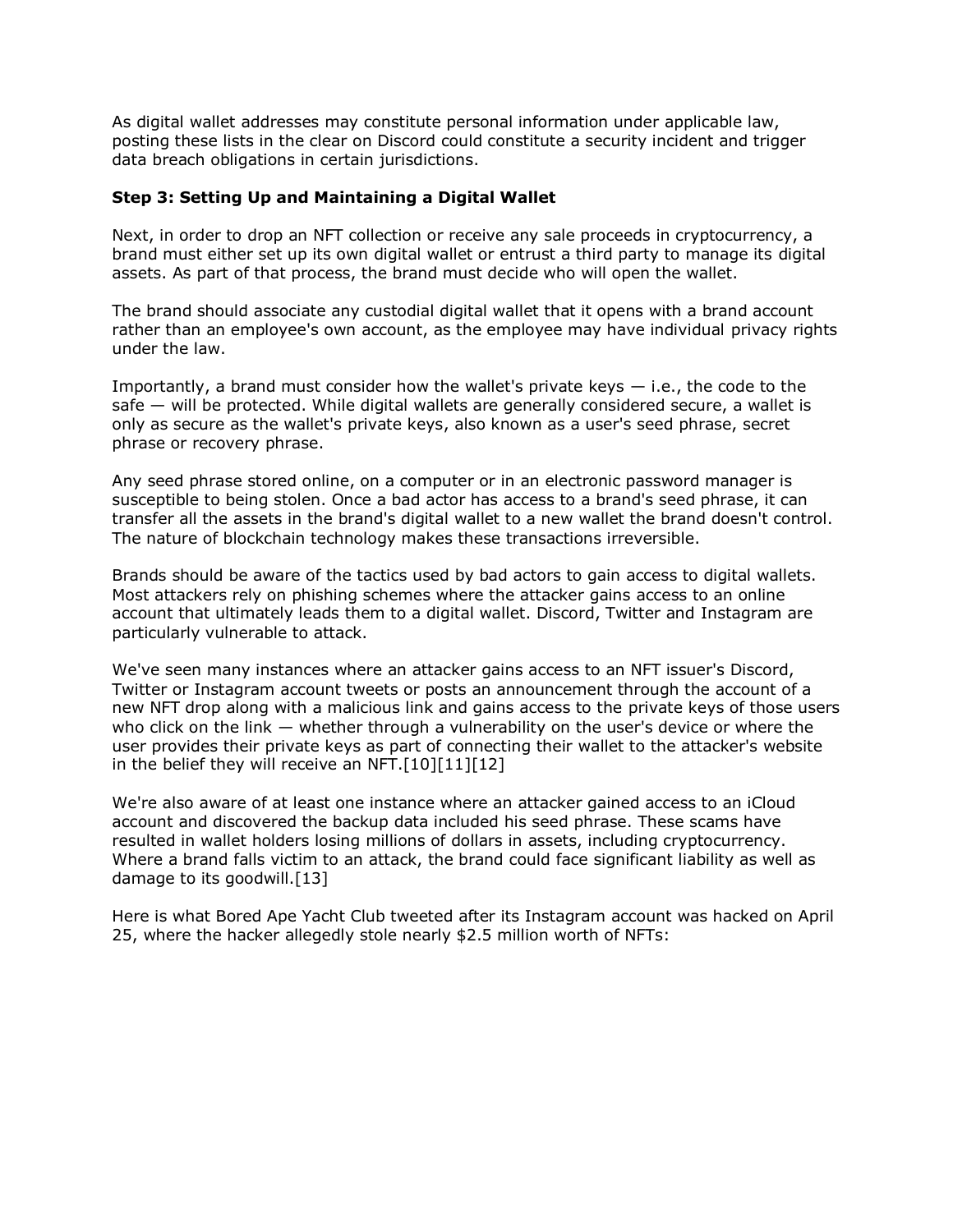As digital wallet addresses may constitute personal information under applicable law, posting these lists in the clear on Discord could constitute a security incident and trigger data breach obligations in certain jurisdictions.

**Step 3: Setting Up and Maintaining a Digital Wallet**

Next, in order to drop an NFT collection or receive any sale proceeds in cryptocurrency, a brand must either set up its own digital wallet or entrust a third party to manage its digital assets. As part of that process, the brand must decide who will open the wallet.

The brand should associate any custodial digital wallet that it opens with a brand account rather than an employee's own account, as the employee may have individual privacy rights under the law.

Importantly, a brand must consider how the wallet's private keys — i.e., the code to the safe — will be protected. While digital wallets are generally considered secure, a wallet is only as secure as the wallet's private keys, also known as a user's seed phrase, secret phrase or recovery phrase.

Any seed phrase stored online, on a computer or in an electronic password manager is susceptible to being stolen. Once a bad actor has access to a brand's seed phrase, it can transfer all the assets in the brand's digital wallet to a new wallet the brand doesn't control. The nature of blockchain technology makes these transactions irreversible.

Brands should be aware of the tactics used by bad actors to gain access to digital wallets. Most attackers rely on phishing schemes where the attacker gains access to an online account that ultimately leads them to a digital wallet. Discord, Twitter and Instagram are particularly vulnerable to attack.

We've seen many instances where an attacker gains access to an NFT issuer's Discord, Twitter or Instagram account tweets or posts an announcement through the account of a new NFT drop along with a malicious link and gains access to the private keys of those users who click on the link — whether through a vulnerability on the user's device or where the user provides their private keys as part of connecting their wallet to the attacker's website in the belief they will receive an NFT.[10][11][12]

We're also aware of at least one instance where an attacker gained access to an iCloud account and discovered the backup data included his seed phrase. These scams have resulted in wallet holders losing millions of dollars in assets, including cryptocurrency. Where a brand falls victim to an attack, the brand could face significant liability as well as damage to its goodwill.[13]

Here is what Bored Ape Yacht Club tweeted after its Instagram account was hacked on April 25, where the hacker allegedly stole nearly $2.5 million worth of NFTs: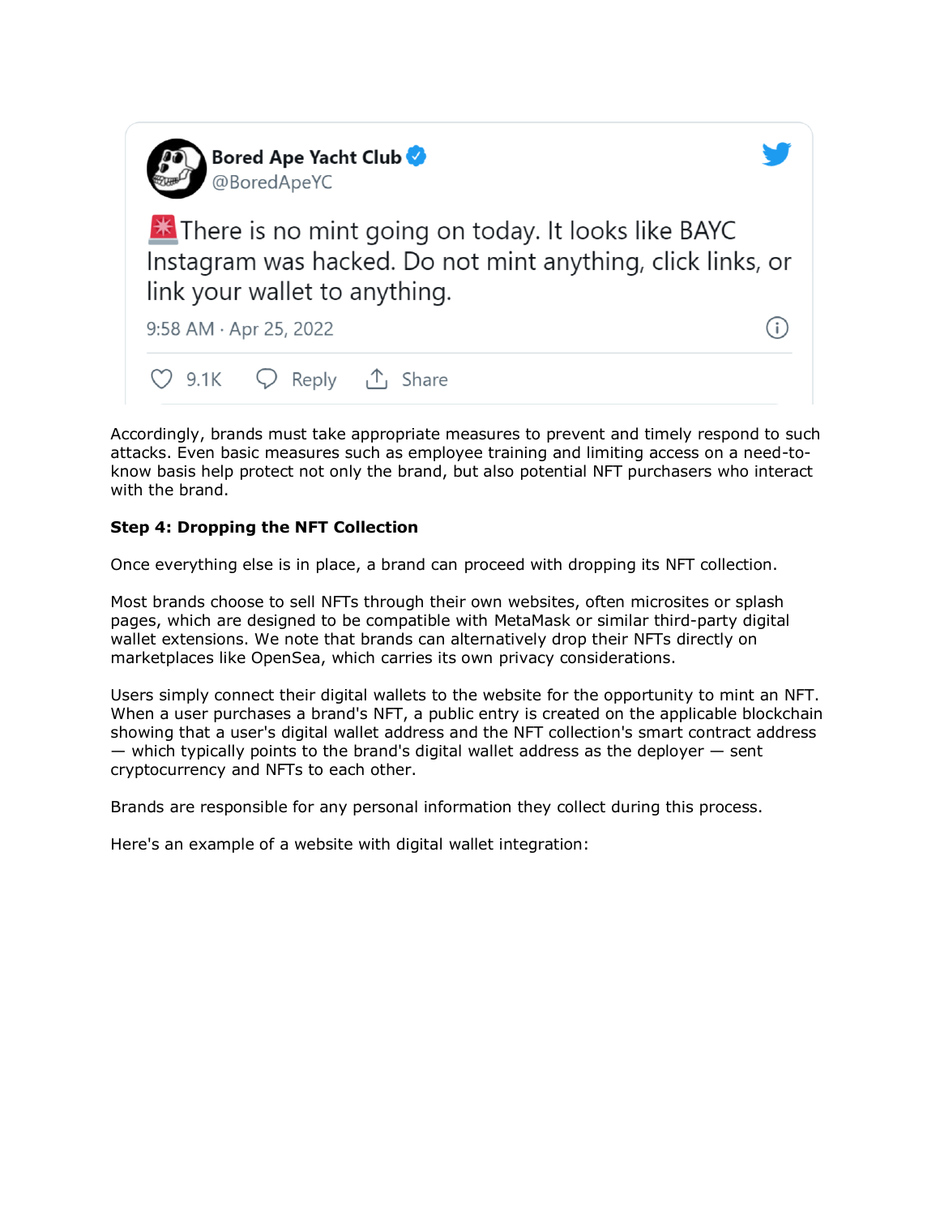Bored Ape Yacht Club @BoredApeYC

🚨There is no mint going on today. It looks like BAYC Instagram was hacked. Do not mint anything, click links, or link your wallet to anything.

9:58 AM · Apr 25, 2022

9.1K Reply Share

Accordingly, brands must take appropriate measures to prevent and timely respond to such attacks. Even basic measures such as employee training and limiting access on a need-to-know basis help protect not only the brand, but also potential NFT purchasers who interact with the brand.

**Step 4: Dropping the NFT Collection**

Once everything else is in place, a brand can proceed with dropping its NFT collection.

Most brands choose to sell NFTs through their own websites, often microsites or splash pages, which are designed to be compatible with MetaMask or similar third-party digital wallet extensions. We note that brands can alternatively drop their NFTs directly on marketplaces like OpenSea, which carries its own privacy considerations.

Users simply connect their digital wallets to the website for the opportunity to mint an NFT. When a user purchases a brand's NFT, a public entry is created on the applicable blockchain showing that a user's digital wallet address and the NFT collection's smart contract address — which typically points to the brand's digital wallet address as the deployer — sent cryptocurrency and NFTs to each other.

Brands are responsible for any personal information they collect during this process.

Here's an example of a website with digital wallet integration: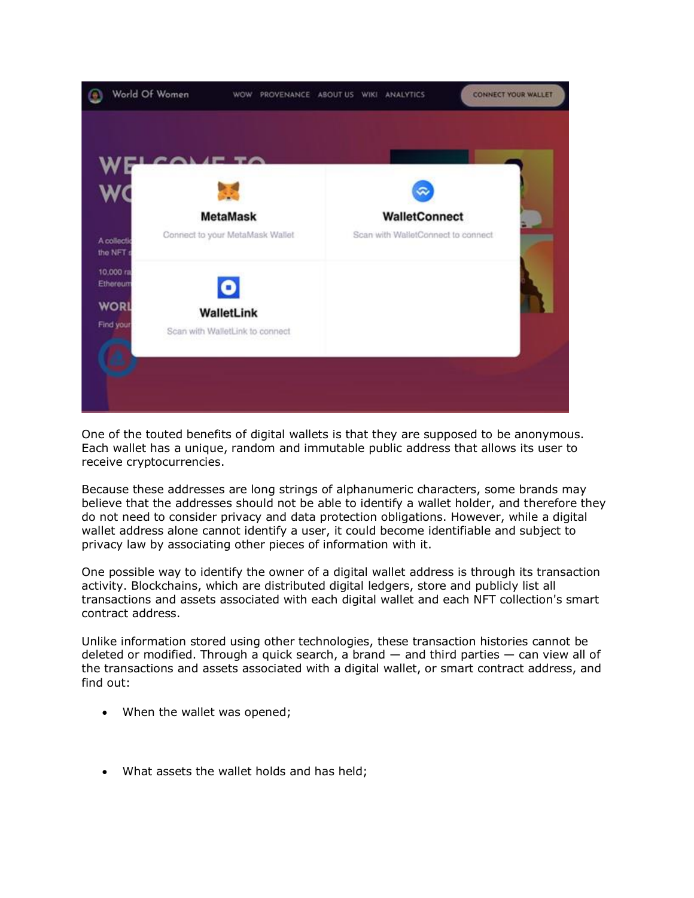One of the touted benefits of digital wallets is that they are supposed to be anonymous. Each wallet has a unique, random and immutable public address that allows its user to receive cryptocurrencies.

Because these addresses are long strings of alphanumeric characters, some brands may believe that the addresses should not be able to identify a wallet holder, and therefore they do not need to consider privacy and data protection obligations. However, while a digital wallet address alone cannot identify a user, it could become identifiable and subject to privacy law by associating other pieces of information with it.

One possible way to identify the owner of a digital wallet address is through its transaction activity. Blockchains, which are distributed digital ledgers, store and publicly list all transactions and assets associated with each digital wallet and each NFT collection's smart contract address.

Unlike information stored using other technologies, these transaction histories cannot be deleted or modified. Through a quick search, a brand — and third parties — can view all of the transactions and assets associated with a digital wallet, or smart contract address, and find out:

- When the wallet was opened;
- What assets the wallet holds and has held;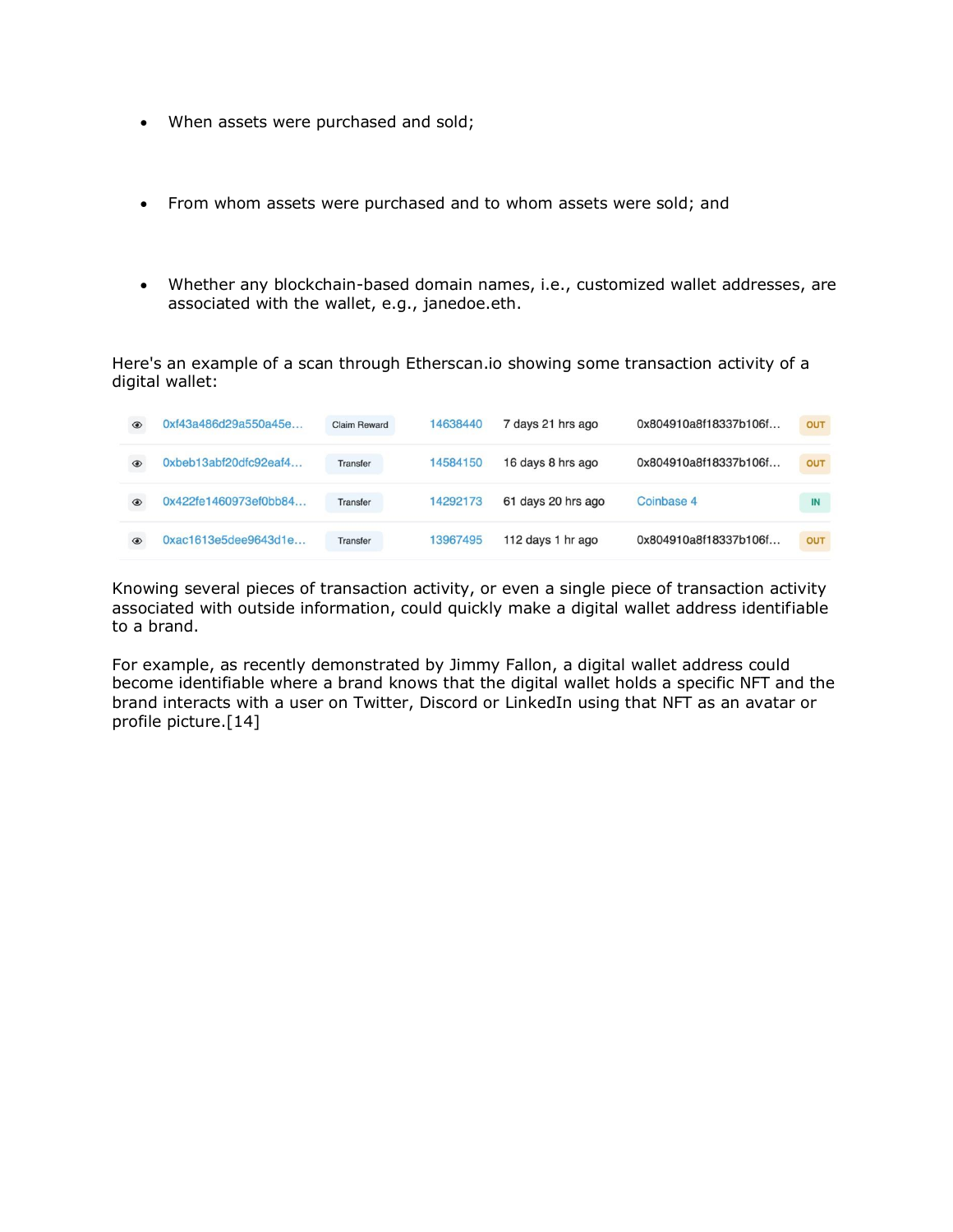- When assets were purchased and sold;
- From whom assets were purchased and to whom assets were sold; and
- Whether any blockchain-based domain names, i.e., customized wallet addresses, are associated with the wallet, e.g., janedoe.eth.

Here's an example of a scan through Etherscan.io showing some transaction activity of a digital wallet:

| | | | | | | |
|---|---|---|---|---|---|---|
| 👁 | 0xf43a486d29a550a45e... | Claim Reward | 14638440 | 7 days 21 hrs ago | 0x804910a8f18337b106f... | OUT |
| 👁 | 0xbeb13abf20dfc92eaf4... | Transfer | 14584150 | 16 days 8 hrs ago | 0x804910a8f18337b106f... | OUT |
| 👁 | 0x422fe1460973ef0bb84... | Transfer | 14292173 | 61 days 20 hrs ago | Coinbase 4 | IN |
| 👁 | 0xac1613e5dee9643d1e... | Transfer | 13967495 | 112 days 1 hr ago | 0x804910a8f18337b106f... | OUT |

Knowing several pieces of transaction activity, or even a single piece of transaction activity associated with outside information, could quickly make a digital wallet address identifiable to a brand.

For example, as recently demonstrated by Jimmy Fallon, a digital wallet address could become identifiable where a brand knows that the digital wallet holds a specific NFT and the brand interacts with a user on Twitter, Discord or LinkedIn using that NFT as an avatar or profile picture.[14]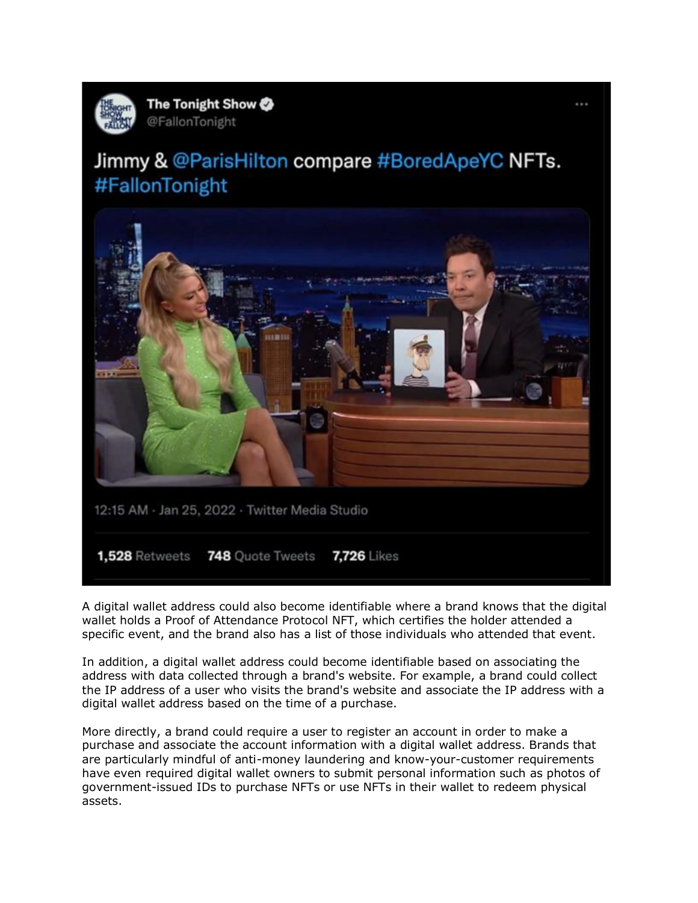A digital wallet address could also become identifiable where a brand knows that the digital wallet holds a Proof of Attendance Protocol NFT, which certifies the holder attended a specific event, and the brand also has a list of those individuals who attended that event.

In addition, a digital wallet address could become identifiable based on associating the address with data collected through a brand's website. For example, a brand could collect the IP address of a user who visits the brand's website and associate the IP address with a digital wallet address based on the time of a purchase.

More directly, a brand could require a user to register an account in order to make a purchase and associate the account information with a digital wallet address. Brands that are particularly mindful of anti-money laundering and know-your-customer requirements have even required digital wallet owners to submit personal information such as photos of government-issued IDs to purchase NFTs or use NFTs in their wallet to redeem physical assets.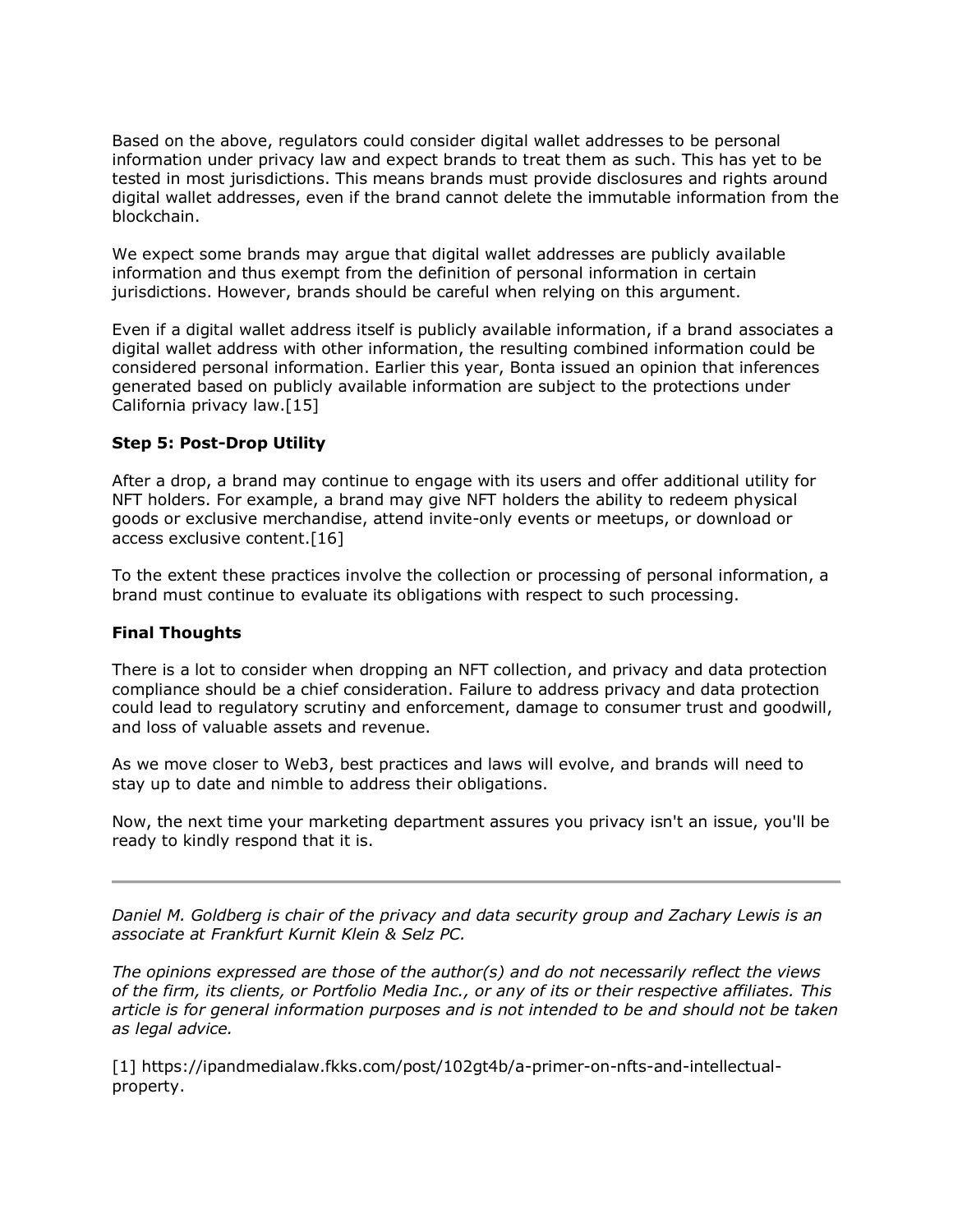Based on the above, regulators could consider digital wallet addresses to be personal information under privacy law and expect brands to treat them as such. This has yet to be tested in most jurisdictions. This means brands must provide disclosures and rights around digital wallet addresses, even if the brand cannot delete the immutable information from the blockchain.

We expect some brands may argue that digital wallet addresses are publicly available information and thus exempt from the definition of personal information in certain jurisdictions. However, brands should be careful when relying on this argument.

Even if a digital wallet address itself is publicly available information, if a brand associates a digital wallet address with other information, the resulting combined information could be considered personal information. Earlier this year, Bonta issued an opinion that inferences generated based on publicly available information are subject to the protections under California privacy law.[15]

**Step 5: Post-Drop Utility**

After a drop, a brand may continue to engage with its users and offer additional utility for NFT holders. For example, a brand may give NFT holders the ability to redeem physical goods or exclusive merchandise, attend invite-only events or meetups, or download or access exclusive content.[16]

To the extent these practices involve the collection or processing of personal information, a brand must continue to evaluate its obligations with respect to such processing.

**Final Thoughts**

There is a lot to consider when dropping an NFT collection, and privacy and data protection compliance should be a chief consideration. Failure to address privacy and data protection could lead to regulatory scrutiny and enforcement, damage to consumer trust and goodwill, and loss of valuable assets and revenue.

As we move closer to Web3, best practices and laws will evolve, and brands will need to stay up to date and nimble to address their obligations.

Now, the next time your marketing department assures you privacy isn't an issue, you'll be ready to kindly respond that it is.

---

*Daniel M. Goldberg is chair of the privacy and data security group and Zachary Lewis is an associate at Frankfurt Kurnit Klein & Selz PC.*

*The opinions expressed are those of the author(s) and do not necessarily reflect the views of the firm, its clients, or Portfolio Media Inc., or any of its or their respective affiliates. This article is for general information purposes and is not intended to be and should not be taken as legal advice.*

[1] https://ipandmedialaw.fkks.com/post/102gt4b/a-primer-on-nfts-and-intellectual-property.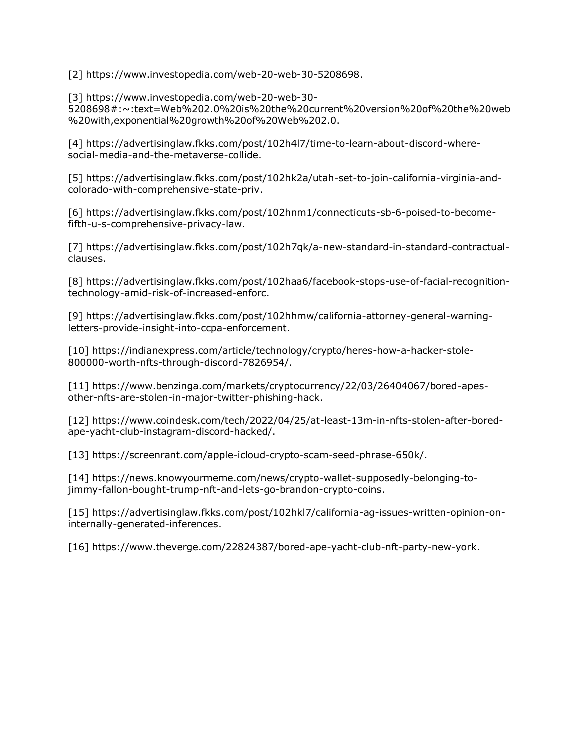[2] https://www.investopedia.com/web-20-web-30-5208698.

[3] https://www.investopedia.com/web-20-web-30-5208698#:~:text=Web%202.0%20is%20the%20current%20version%20of%20the%20web%20with,exponential%20growth%20of%20Web%202.0.

[4] https://advertisinglaw.fkks.com/post/102h4l7/time-to-learn-about-discord-where-social-media-and-the-metaverse-collide.

[5] https://advertisinglaw.fkks.com/post/102hk2a/utah-set-to-join-california-virginia-and-colorado-with-comprehensive-state-priv.

[6] https://advertisinglaw.fkks.com/post/102hnm1/connecticuts-sb-6-poised-to-become-fifth-u-s-comprehensive-privacy-law.

[7] https://advertisinglaw.fkks.com/post/102h7qk/a-new-standard-in-standard-contractual-clauses.

[8] https://advertisinglaw.fkks.com/post/102haa6/facebook-stops-use-of-facial-recognition-technology-amid-risk-of-increased-enforc.

[9] https://advertisinglaw.fkks.com/post/102hhmw/california-attorney-general-warning-letters-provide-insight-into-ccpa-enforcement.

[10] https://indianexpress.com/article/technology/crypto/heres-how-a-hacker-stole-800000-worth-nfts-through-discord-7826954/.

[11] https://www.benzinga.com/markets/cryptocurrency/22/03/26404067/bored-apes-other-nfts-are-stolen-in-major-twitter-phishing-hack.

[12] https://www.coindesk.com/tech/2022/04/25/at-least-13m-in-nfts-stolen-after-bored-ape-yacht-club-instagram-discord-hacked/.

[13] https://screenrant.com/apple-icloud-crypto-scam-seed-phrase-650k/.

[14] https://news.knowyourmeme.com/news/crypto-wallet-supposedly-belonging-to-jimmy-fallon-bought-trump-nft-and-lets-go-brandon-crypto-coins.

[15] https://advertisinglaw.fkks.com/post/102hkl7/california-ag-issues-written-opinion-on-internally-generated-inferences.

[16] https://www.theverge.com/22824387/bored-ape-yacht-club-nft-party-new-york.